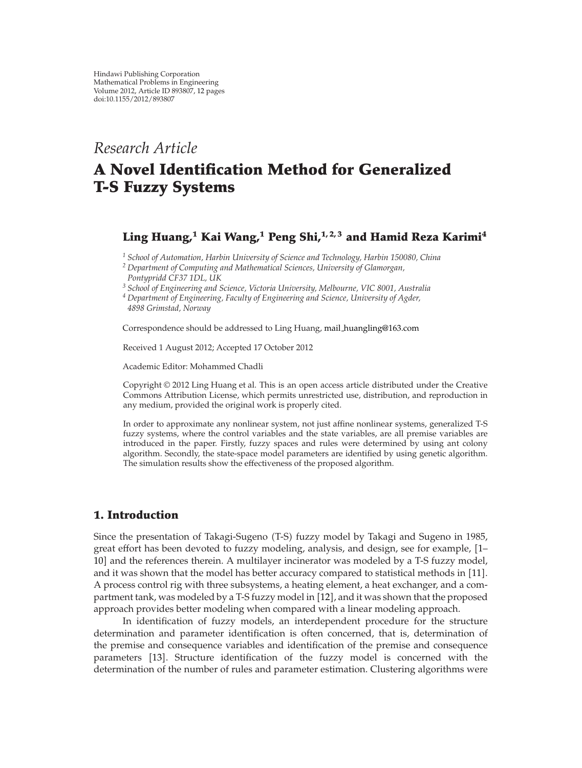Hindawi Publishing Corporation
Mathematical Problems in Engineering
Volume 2012, Article ID 893807, 12 pages
doi:10.1155/2012/893807

*Research Article*

# A Novel Identification Method for Generalized T-S Fuzzy Systems

**Ling Huang,[1] Kai Wang,[1] Peng Shi,[1,2,3] and Hamid Reza Karimi[4]**

[1] *School of Automation, Harbin University of Science and Technology, Harbin 150080, China*
[2] *Department of Computing and Mathematical Sciences, University of Glamorgan, Pontypridd CF37 1DL, UK*
[3] *School of Engineering and Science, Victoria University, Melbourne, VIC 8001, Australia*
[4] *Department of Engineering, Faculty of Engineering and Science, University of Agder, 4898 Grimstad, Norway*

Correspondence should be addressed to Ling Huang, mail_huangling@163.com

Received 1 August 2012; Accepted 17 October 2012

Academic Editor: Mohammed Chadli

Copyright © 2012 Ling Huang et al. This is an open access article distributed under the Creative Commons Attribution License, which permits unrestricted use, distribution, and reproduction in any medium, provided the original work is properly cited.

In order to approximate any nonlinear system, not just affine nonlinear systems, generalized T-S fuzzy systems, where the control variables and the state variables, are all premise variables are introduced in the paper. Firstly, fuzzy spaces and rules were determined by using ant colony algorithm. Secondly, the state-space model parameters are identified by using genetic algorithm. The simulation results show the effectiveness of the proposed algorithm.

## 1. Introduction

Since the presentation of Takagi-Sugeno (T-S) fuzzy model by Takagi and Sugeno in 1985, great effort has been devoted to fuzzy modeling, analysis, and design, see for example, [1–10] and the references therein. A multilayer incinerator was modeled by a T-S fuzzy model, and it was shown that the model has better accuracy compared to statistical methods in [11]. A process control rig with three subsystems, a heating element, a heat exchanger, and a compartment tank, was modeled by a T-S fuzzy model in [12], and it was shown that the proposed approach provides better modeling when compared with a linear modeling approach.

In identification of fuzzy models, an interdependent procedure for the structure determination and parameter identification is often concerned, that is, determination of the premise and consequence variables and identification of the premise and consequence parameters [13]. Structure identification of the fuzzy model is concerned with the determination of the number of rules and parameter estimation. Clustering algorithms were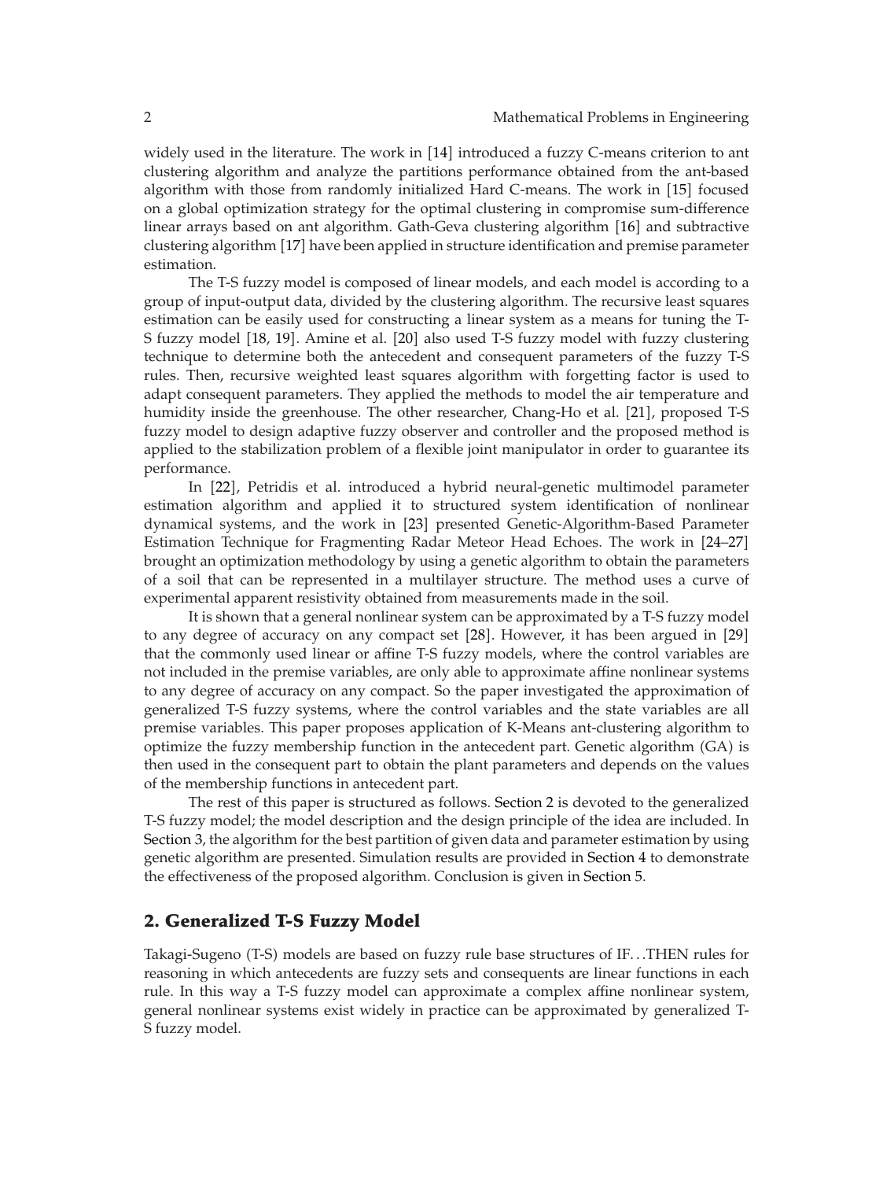widely used in the literature. The work in [14] introduced a fuzzy C-means criterion to ant clustering algorithm and analyze the partitions performance obtained from the ant-based algorithm with those from randomly initialized Hard C-means. The work in [15] focused on a global optimization strategy for the optimal clustering in compromise sum-difference linear arrays based on ant algorithm. Gath-Geva clustering algorithm [16] and subtractive clustering algorithm [17] have been applied in structure identification and premise parameter estimation.

The T-S fuzzy model is composed of linear models, and each model is according to a group of input-output data, divided by the clustering algorithm. The recursive least squares estimation can be easily used for constructing a linear system as a means for tuning the T-S fuzzy model [18, 19]. Amine et al. [20] also used T-S fuzzy model with fuzzy clustering technique to determine both the antecedent and consequent parameters of the fuzzy T-S rules. Then, recursive weighted least squares algorithm with forgetting factor is used to adapt consequent parameters. They applied the methods to model the air temperature and humidity inside the greenhouse. The other researcher, Chang-Ho et al. [21], proposed T-S fuzzy model to design adaptive fuzzy observer and controller and the proposed method is applied to the stabilization problem of a flexible joint manipulator in order to guarantee its performance.

In [22], Petridis et al. introduced a hybrid neural-genetic multimodel parameter estimation algorithm and applied it to structured system identification of nonlinear dynamical systems, and the work in [23] presented Genetic-Algorithm-Based Parameter Estimation Technique for Fragmenting Radar Meteor Head Echoes. The work in [24–27] brought an optimization methodology by using a genetic algorithm to obtain the parameters of a soil that can be represented in a multilayer structure. The method uses a curve of experimental apparent resistivity obtained from measurements made in the soil.

It is shown that a general nonlinear system can be approximated by a T-S fuzzy model to any degree of accuracy on any compact set [28]. However, it has been argued in [29] that the commonly used linear or affine T-S fuzzy models, where the control variables are not included in the premise variables, are only able to approximate affine nonlinear systems to any degree of accuracy on any compact. So the paper investigated the approximation of generalized T-S fuzzy systems, where the control variables and the state variables are all premise variables. This paper proposes application of K-Means ant-clustering algorithm to optimize the fuzzy membership function in the antecedent part. Genetic algorithm (GA) is then used in the consequent part to obtain the plant parameters and depends on the values of the membership functions in antecedent part.

The rest of this paper is structured as follows. Section 2 is devoted to the generalized T-S fuzzy model; the model description and the design principle of the idea are included. In Section 3, the algorithm for the best partition of given data and parameter estimation by using genetic algorithm are presented. Simulation results are provided in Section 4 to demonstrate the effectiveness of the proposed algorithm. Conclusion is given in Section 5.

## 2. Generalized T-S Fuzzy Model

Takagi-Sugeno (T-S) models are based on fuzzy rule base structures of IF…THEN rules for reasoning in which antecedents are fuzzy sets and consequents are linear functions in each rule. In this way a T-S fuzzy model can approximate a complex affine nonlinear system, general nonlinear systems exist widely in practice can be approximated by generalized T-S fuzzy model.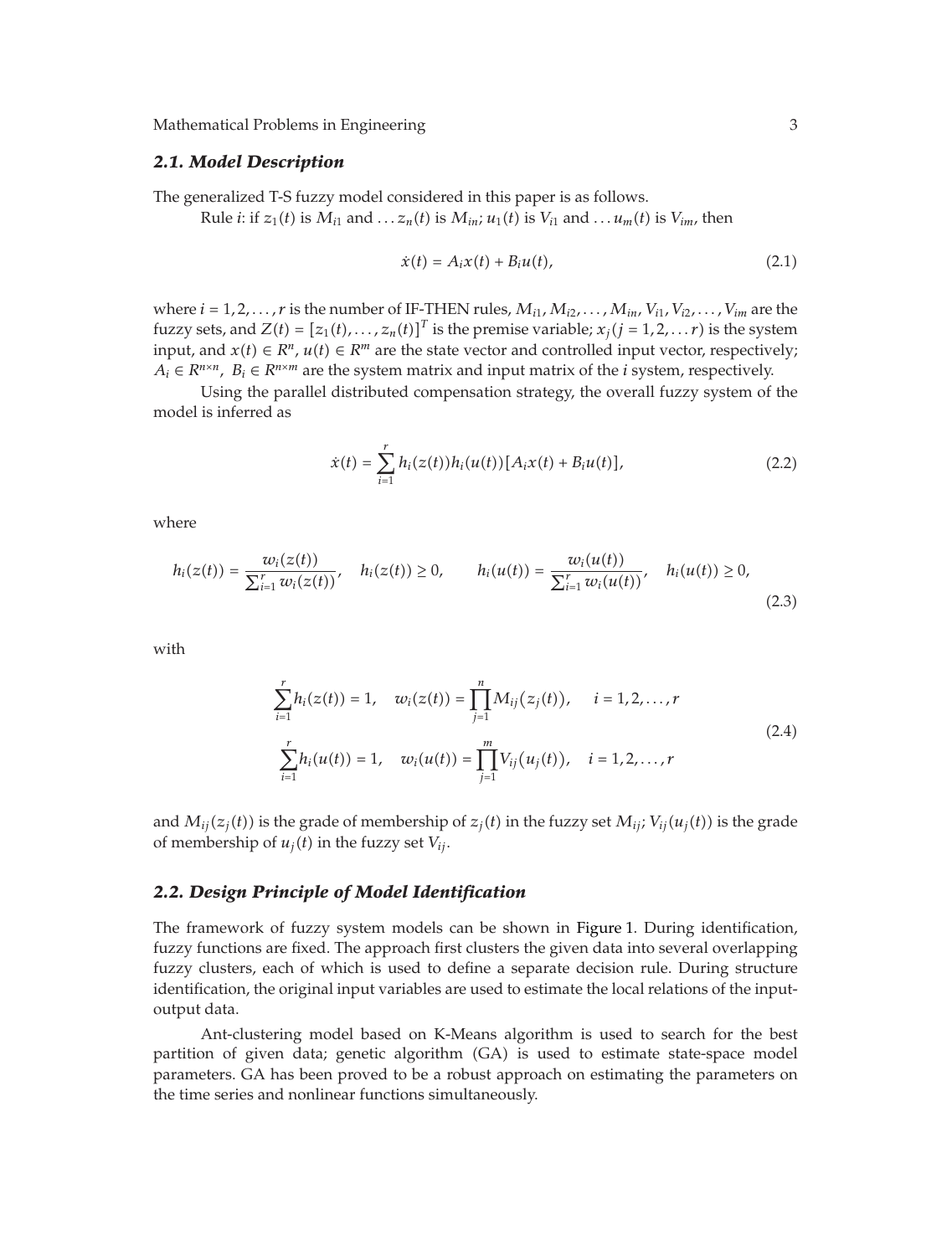### *2.1. Model Description*

The generalized T-S fuzzy model considered in this paper is as follows.

Rule $i$: if $z_1(t)$ is $M_{i1}$ and $\ldots z_n(t)$ is $M_{in}$; $u_1(t)$ is $V_{i1}$ and $\ldots u_m(t)$ is $V_{im}$, then

$$\dot{x}(t) = A_i x(t) + B_i u(t), \tag{2.1}$$

where $i = 1, 2, \ldots, r$ is the number of IF-THEN rules, $M_{i1}, M_{i2}, \ldots, M_{in}, V_{i1}, V_{i2}, \ldots, V_{im}$ are the fuzzy sets, and $Z(t) = [z_1(t), \ldots, z_n(t)]^T$ is the premise variable; $x_j (j = 1, 2, \ldots r)$ is the system input, and $x(t) \in R^n$, $u(t) \in R^m$ are the state vector and controlled input vector, respectively; $A_i \in R^{n\times n}$, $B_i \in R^{n\times m}$ are the system matrix and input matrix of the $i$ system, respectively.

Using the parallel distributed compensation strategy, the overall fuzzy system of the model is inferred as

$$\dot{x}(t) = \sum_{i=1}^{r} h_i(z(t)) h_i(u(t)) [A_i x(t) + B_i u(t)], \tag{2.2}$$

where

$$h_i(z(t)) = \frac{w_i(z(t))}{\sum_{i=1}^{r} w_i(z(t))}, \quad h_i(z(t)) \geq 0, \qquad h_i(u(t)) = \frac{w_i(u(t))}{\sum_{i=1}^{r} w_i(u(t))}, \quad h_i(u(t)) \geq 0, \tag{2.3}$$

with

$$\begin{aligned} &\sum_{i=1}^{r} h_i(z(t)) = 1, \quad w_i(z(t)) = \prod_{j=1}^{n} M_{ij}(z_j(t)), \quad i = 1, 2, \ldots, r \\ &\sum_{i=1}^{r} h_i(u(t)) = 1, \quad w_i(u(t)) = \prod_{j=1}^{m} V_{ij}(u_j(t)), \quad i = 1, 2, \ldots, r \end{aligned} \tag{2.4}$$

and $M_{ij}(z_j(t))$ is the grade of membership of $z_j(t)$ in the fuzzy set $M_{ij}$; $V_{ij}(u_j(t))$ is the grade of membership of $u_j(t)$ in the fuzzy set $V_{ij}$.

### *2.2. Design Principle of Model Identification*

The framework of fuzzy system models can be shown in Figure 1. During identification, fuzzy functions are fixed. The approach first clusters the given data into several overlapping fuzzy clusters, each of which is used to define a separate decision rule. During structure identification, the original input variables are used to estimate the local relations of the input-output data.

Ant-clustering model based on K-Means algorithm is used to search for the best partition of given data; genetic algorithm (GA) is used to estimate state-space model parameters. GA has been proved to be a robust approach on estimating the parameters on the time series and nonlinear functions simultaneously.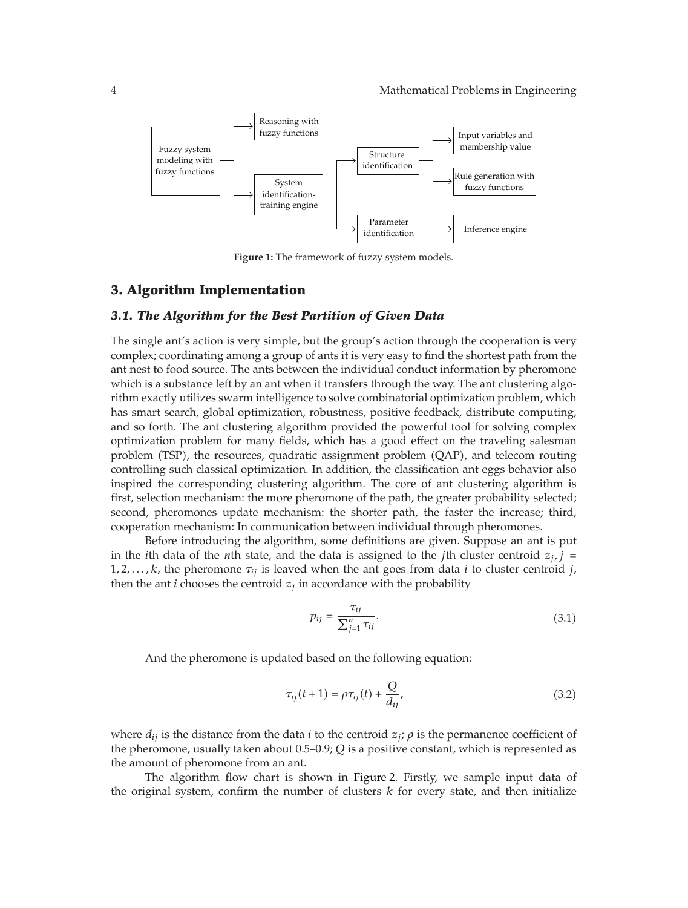Figure 1: The framework of fuzzy system models.

## 3. Algorithm Implementation

### *3.1. The Algorithm for the Best Partition of Given Data*

The single ant's action is very simple, but the group's action through the cooperation is very complex; coordinating among a group of ants it is very easy to find the shortest path from the ant nest to food source. The ants between the individual conduct information by pheromone which is a substance left by an ant when it transfers through the way. The ant clustering algorithm exactly utilizes swarm intelligence to solve combinatorial optimization problem, which has smart search, global optimization, robustness, positive feedback, distribute computing, and so forth. The ant clustering algorithm provided the powerful tool for solving complex optimization problem for many fields, which has a good effect on the traveling salesman problem (TSP), the resources, quadratic assignment problem (QAP), and telecom routing controlling such classical optimization. In addition, the classification ant eggs behavior also inspired the corresponding clustering algorithm. The core of ant clustering algorithm is first, selection mechanism: the more pheromone of the path, the greater probability selected; second, pheromones update mechanism: the shorter path, the faster the increase; third, cooperation mechanism: In communication between individual through pheromones.

Before introducing the algorithm, some definitions are given. Suppose an ant is put in the $i$th data of the $n$th state, and the data is assigned to the $j$th cluster centroid $z_j$, $j = 1, 2, \ldots, k$, the pheromone $\tau_{ij}$ is leaved when the ant goes from data $i$ to cluster centroid $j$, then the ant $i$ chooses the centroid $z_j$ in accordance with the probability

$$p_{ij} = \frac{\tau_{ij}}{\sum_{j=1}^{n} \tau_{ij}}. \tag{3.1}$$

And the pheromone is updated based on the following equation:

$$\tau_{ij}(t+1) = \rho \tau_{ij}(t) + \frac{Q}{d_{ij}}, \tag{3.2}$$

where $d_{ij}$ is the distance from the data $i$ to the centroid $z_j$; $\rho$ is the permanence coefficient of the pheromone, usually taken about 0.5–0.9; $Q$ is a positive constant, which is represented as the amount of pheromone from an ant.

The algorithm flow chart is shown in Figure 2. Firstly, we sample input data of the original system, confirm the number of clusters $k$ for every state, and then initialize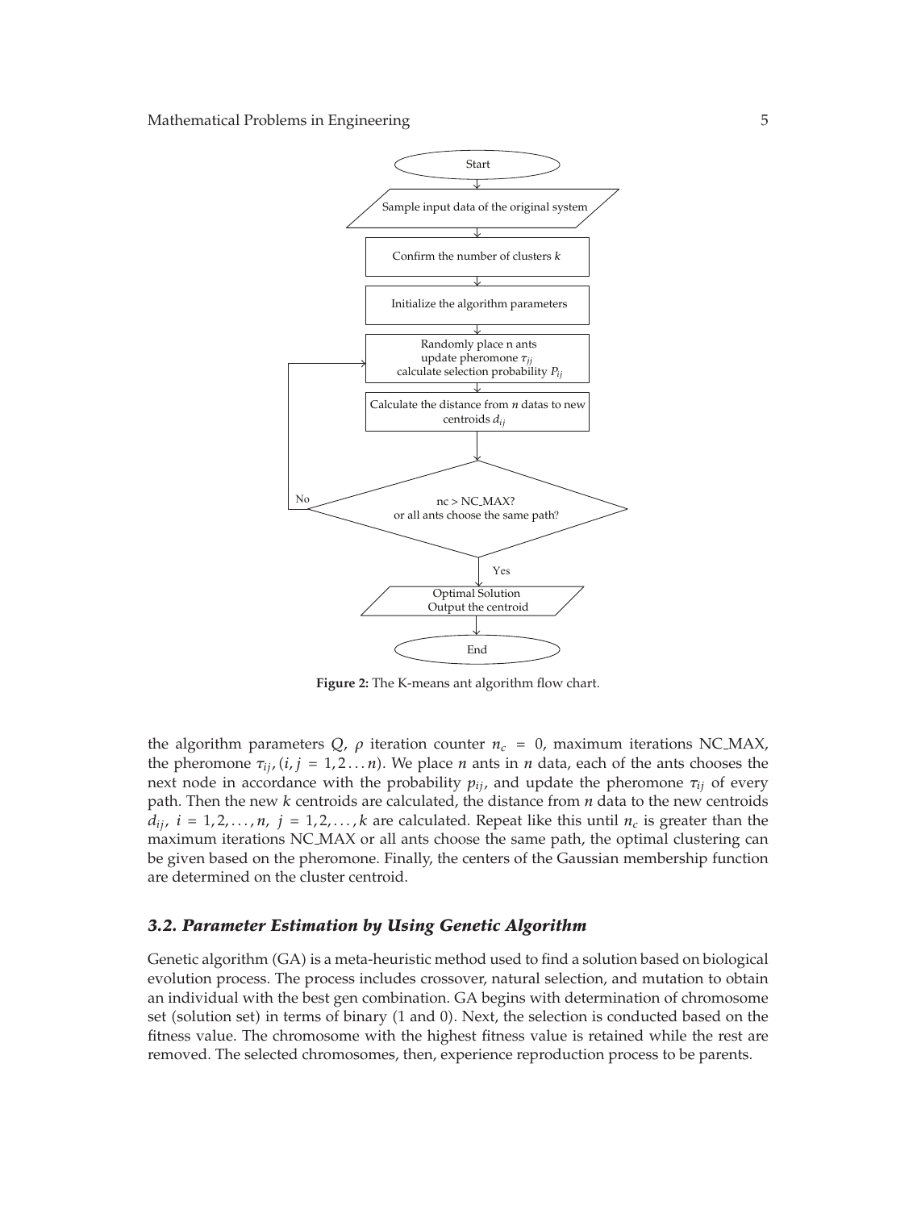Figure 2: The K-means ant algorithm flow chart.

the algorithm parameters $Q$, $\rho$ iteration counter $n_c = 0$, maximum iterations NC_MAX, the pheromone $\tau_{ij}, (i, j = 1, 2 \ldots n)$. We place $n$ ants in $n$ data, each of the ants chooses the next node in accordance with the probability $p_{ij}$, and update the pheromone $\tau_{ij}$ of every path. Then the new $k$ centroids are calculated, the distance from $n$ data to the new centroids $d_{ij}$, $i = 1, 2, \ldots, n$, $j = 1, 2, \ldots, k$ are calculated. Repeat like this until $n_c$ is greater than the maximum iterations NC_MAX or all ants choose the same path, the optimal clustering can be given based on the pheromone. Finally, the centers of the Gaussian membership function are determined on the cluster centroid.

### *3.2. Parameter Estimation by Using Genetic Algorithm*

Genetic algorithm (GA) is a meta-heuristic method used to find a solution based on biological evolution process. The process includes crossover, natural selection, and mutation to obtain an individual with the best gen combination. GA begins with determination of chromosome set (solution set) in terms of binary (1 and 0). Next, the selection is conducted based on the fitness value. The chromosome with the highest fitness value is retained while the rest are removed. The selected chromosomes, then, experience reproduction process to be parents.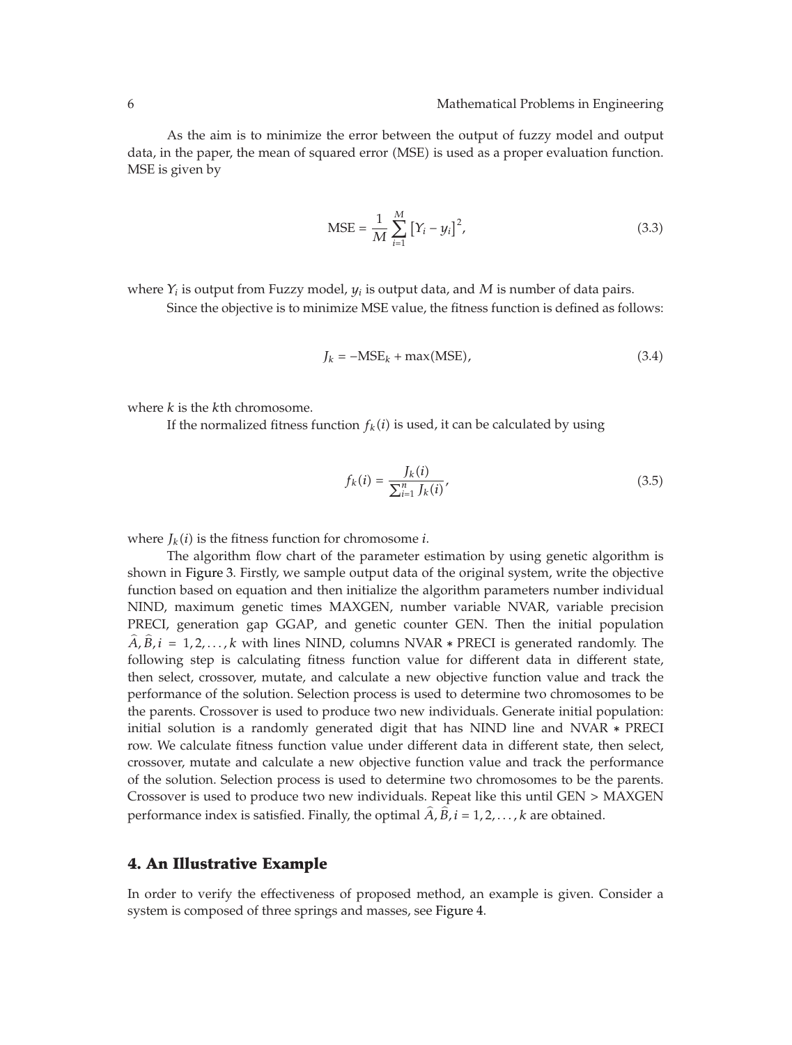As the aim is to minimize the error between the output of fuzzy model and output data, in the paper, the mean of squared error (MSE) is used as a proper evaluation function. MSE is given by

$$\text{MSE} = \frac{1}{M} \sum_{i=1}^{M} \left[Y_i - y_i\right]^2, \tag{3.3}$$

where $Y_i$ is output from Fuzzy model, $y_i$ is output data, and $M$ is number of data pairs.

Since the objective is to minimize MSE value, the fitness function is defined as follows:

$$J_k = -\text{MSE}_k + \max(\text{MSE}), \tag{3.4}$$

where $k$ is the $k$th chromosome.

If the normalized fitness function $f_k(i)$ is used, it can be calculated by using

$$f_k(i) = \frac{J_k(i)}{\sum_{i=1}^{n} J_k(i)}, \tag{3.5}$$

where $J_k(i)$ is the fitness function for chromosome $i$.

The algorithm flow chart of the parameter estimation by using genetic algorithm is shown in Figure 3. Firstly, we sample output data of the original system, write the objective function based on equation and then initialize the algorithm parameters number individual NIND, maximum genetic times MAXGEN, number variable NVAR, variable precision PRECI, generation gap GGAP, and genetic counter GEN. Then the initial population $\widehat{A}, \widehat{B}, i = 1, 2, \ldots, k$ with lines NIND, columns NVAR * PRECI is generated randomly. The following step is calculating fitness function value for different data in different state, then select, crossover, mutate, and calculate a new objective function value and track the performance of the solution. Selection process is used to determine two chromosomes to be the parents. Crossover is used to produce two new individuals. Generate initial population: initial solution is a randomly generated digit that has NIND line and NVAR * PRECI row. We calculate fitness function value under different data in different state, then select, crossover, mutate and calculate a new objective function value and track the performance of the solution. Selection process is used to determine two chromosomes to be the parents. Crossover is used to produce two new individuals. Repeat like this until GEN > MAXGEN performance index is satisfied. Finally, the optimal $\widehat{A}, \widehat{B}, i = 1, 2, \ldots, k$ are obtained.

## 4. An Illustrative Example

In order to verify the effectiveness of proposed method, an example is given. Consider a system is composed of three springs and masses, see Figure 4.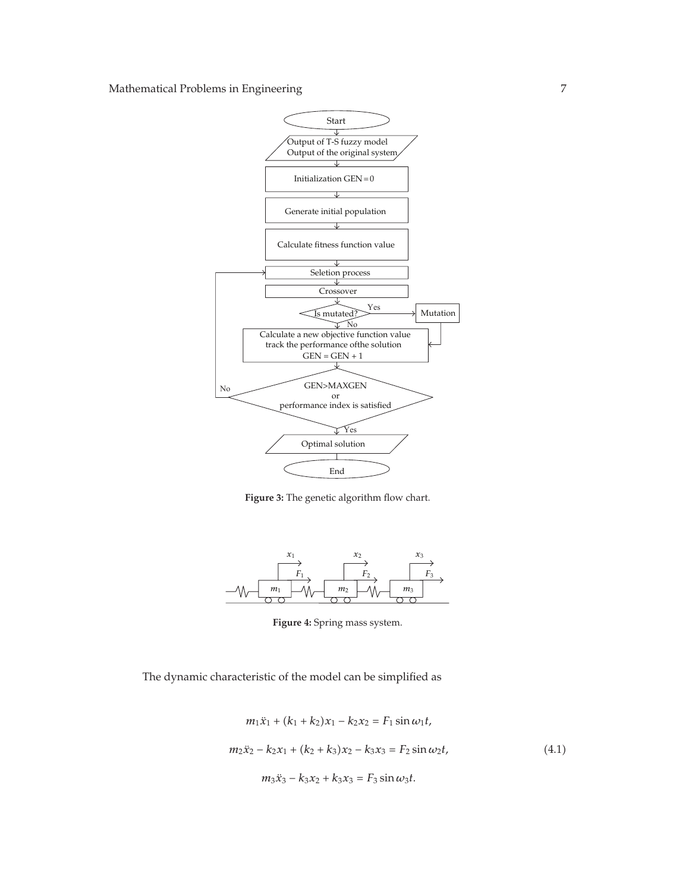**Figure 3:** The genetic algorithm flow chart.

**Figure 4:** Spring mass system.

The dynamic characteristic of the model can be simplified as

$$
\begin{aligned}
m_1\ddot{x}_1 + (k_1 + k_2)x_1 - k_2x_2 &= F_1 \sin \omega_1 t, \\
m_2\ddot{x}_2 - k_2x_1 + (k_2 + k_3)x_2 - k_3x_3 &= F_2 \sin \omega_2 t, \qquad (4.1) \\
m_3\ddot{x}_3 - k_3x_2 + k_3x_3 &= F_3 \sin \omega_3 t.
\end{aligned}
$$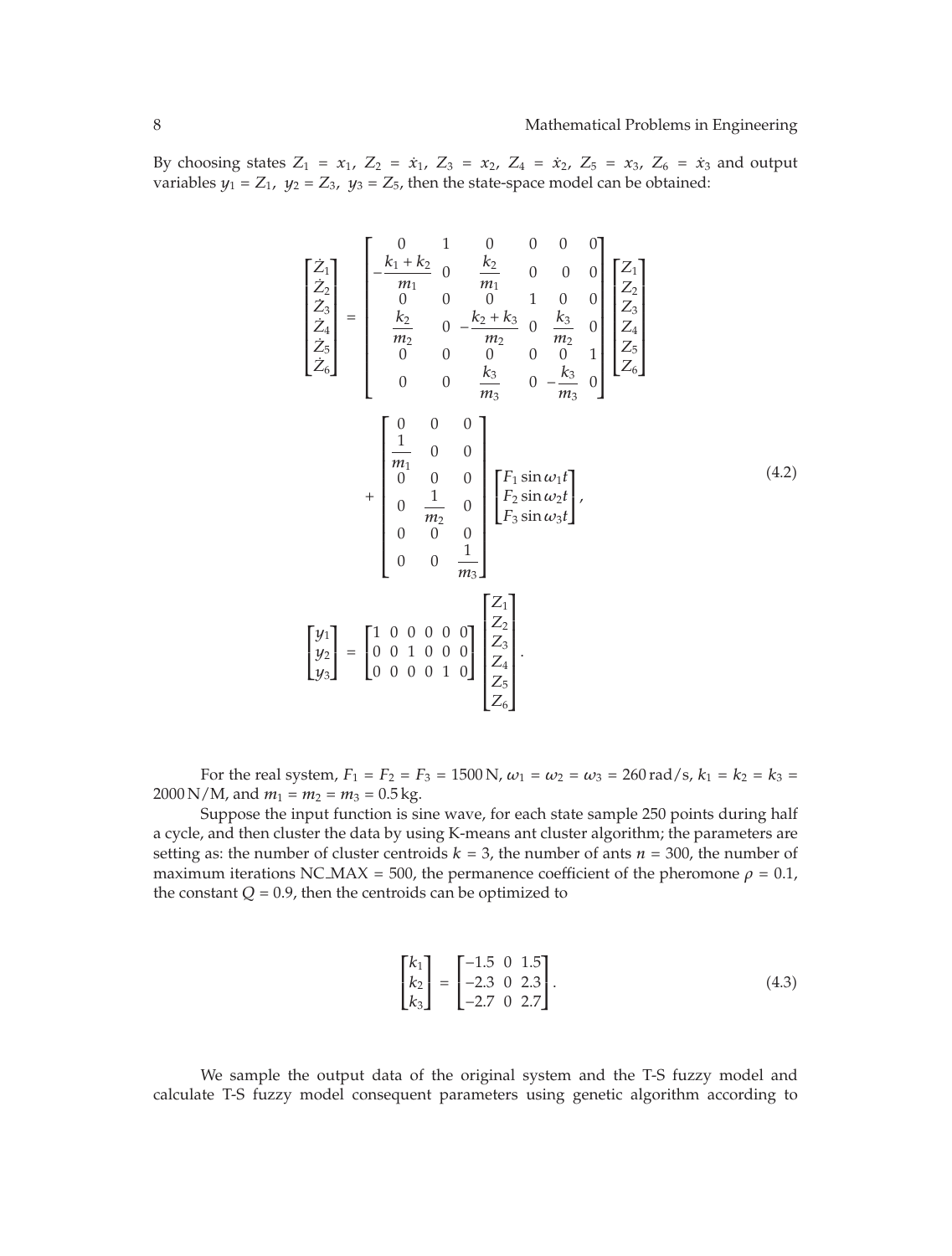By choosing states $Z_1 = x_1$, $Z_2 = \dot{x}_1$, $Z_3 = x_2$, $Z_4 = \dot{x}_2$, $Z_5 = x_3$, $Z_6 = \dot{x}_3$ and output variables $y_1 = Z_1$, $y_2 = Z_3$, $y_3 = Z_5$, then the state-space model can be obtained:

$$
\begin{bmatrix} \dot{Z}_1 \\ \dot{Z}_2 \\ \dot{Z}_3 \\ \dot{Z}_4 \\ \dot{Z}_5 \\ \dot{Z}_6 \end{bmatrix} = \begin{bmatrix} 0 & 1 & 0 & 0 & 0 & 0 \\ -\dfrac{k_1 + k_2}{m_1} & 0 & \dfrac{k_2}{m_1} & 0 & 0 & 0 \\ 0 & 0 & 0 & 1 & 0 & 0 \\ \dfrac{k_2}{m_2} & 0 & -\dfrac{k_2 + k_3}{m_2} & 0 & \dfrac{k_3}{m_2} & 0 \\ 0 & 0 & 0 & 0 & 0 & 1 \\ 0 & 0 & \dfrac{k_3}{m_3} & 0 & -\dfrac{k_3}{m_3} & 0 \end{bmatrix} \begin{bmatrix} Z_1 \\ Z_2 \\ Z_3 \\ Z_4 \\ Z_5 \\ Z_6 \end{bmatrix}
+ \begin{bmatrix} 0 & 0 & 0 \\ \dfrac{1}{m_1} & 0 & 0 \\ 0 & 0 & 0 \\ 0 & \dfrac{1}{m_2} & 0 \\ 0 & 0 & 0 \\ 0 & 0 & \dfrac{1}{m_3} \end{bmatrix} \begin{bmatrix} F_1 \sin \omega_1 t \\ F_2 \sin \omega_2 t \\ F_3 \sin \omega_3 t \end{bmatrix},
$$

$$
\begin{bmatrix} y_1 \\ y_2 \\ y_3 \end{bmatrix} = \begin{bmatrix} 1 & 0 & 0 & 0 & 0 & 0 \\ 0 & 0 & 1 & 0 & 0 & 0 \\ 0 & 0 & 0 & 0 & 1 & 0 \end{bmatrix} \begin{bmatrix} Z_1 \\ Z_2 \\ Z_3 \\ Z_4 \\ Z_5 \\ Z_6 \end{bmatrix}. \tag{4.2}
$$

For the real system, $F_1 = F_2 = F_3 = 1500\,\text{N}$, $\omega_1 = \omega_2 = \omega_3 = 260\,\text{rad/s}$, $k_1 = k_2 = k_3 = 2000\,\text{N/M}$, and $m_1 = m_2 = m_3 = 0.5\,\text{kg}$.

Suppose the input function is sine wave, for each state sample 250 points during half a cycle, and then cluster the data by using K-means ant cluster algorithm; the parameters are setting as: the number of cluster centroids $k = 3$, the number of ants $n = 300$, the number of maximum iterations NC_MAX = 500, the permanence coefficient of the pheromone $\rho = 0.1$, the constant $Q = 0.9$, then the centroids can be optimized to

$$
\begin{bmatrix} k_1 \\ k_2 \\ k_3 \end{bmatrix} = \begin{bmatrix} -1.5 & 0 & 1.5 \\ -2.3 & 0 & 2.3 \\ -2.7 & 0 & 2.7 \end{bmatrix}. \tag{4.3}
$$

We sample the output data of the original system and the T-S fuzzy model and calculate T-S fuzzy model consequent parameters using genetic algorithm according to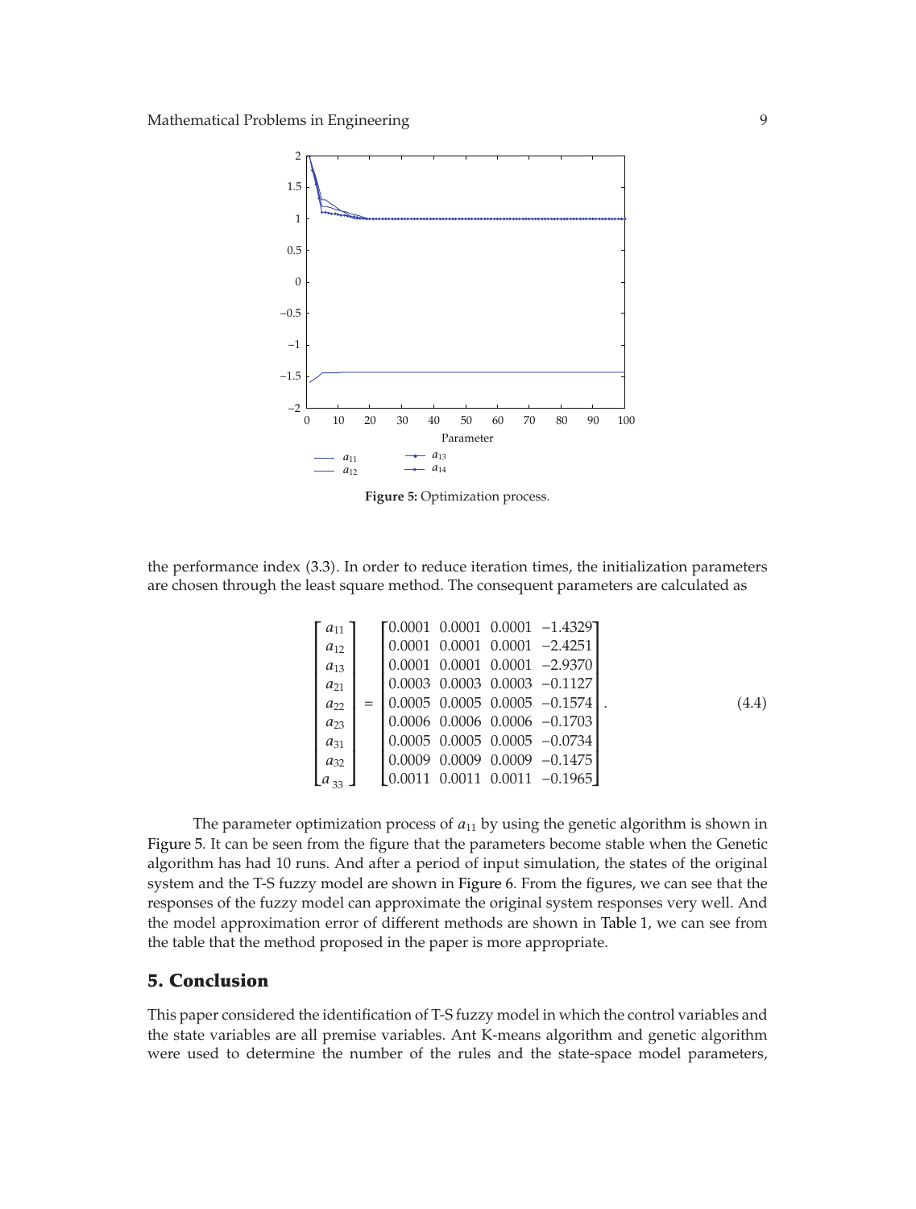Figure 5: Optimization process.

the performance index (3.3). In order to reduce iteration times, the initialization parameters are chosen through the least square method. The consequent parameters are calculated as

$$
\begin{bmatrix} a_{11} \\ a_{12} \\ a_{13} \\ a_{21} \\ a_{22} \\ a_{23} \\ a_{31} \\ a_{32} \\ a_{33} \end{bmatrix} = \begin{bmatrix} 0.0001 & 0.0001 & 0.0001 & -1.4329 \\ 0.0001 & 0.0001 & 0.0001 & -2.4251 \\ 0.0001 & 0.0001 & 0.0001 & -2.9370 \\ 0.0003 & 0.0003 & 0.0003 & -0.1127 \\ 0.0005 & 0.0005 & 0.0005 & -0.1574 \\ 0.0006 & 0.0006 & 0.0006 & -0.1703 \\ 0.0005 & 0.0005 & 0.0005 & -0.0734 \\ 0.0009 & 0.0009 & 0.0009 & -0.1475 \\ 0.0011 & 0.0011 & 0.0011 & -0.1965 \end{bmatrix}. \tag{4.4}
$$

The parameter optimization process of $a_{11}$ by using the genetic algorithm is shown in Figure 5. It can be seen from the figure that the parameters become stable when the Genetic algorithm has had 10 runs. And after a period of input simulation, the states of the original system and the T-S fuzzy model are shown in Figure 6. From the figures, we can see that the responses of the fuzzy model can approximate the original system responses very well. And the model approximation error of different methods are shown in Table 1, we can see from the table that the method proposed in the paper is more appropriate.

## 5. Conclusion

This paper considered the identification of T-S fuzzy model in which the control variables and the state variables are all premise variables. Ant K-means algorithm and genetic algorithm were used to determine the number of the rules and the state-space model parameters,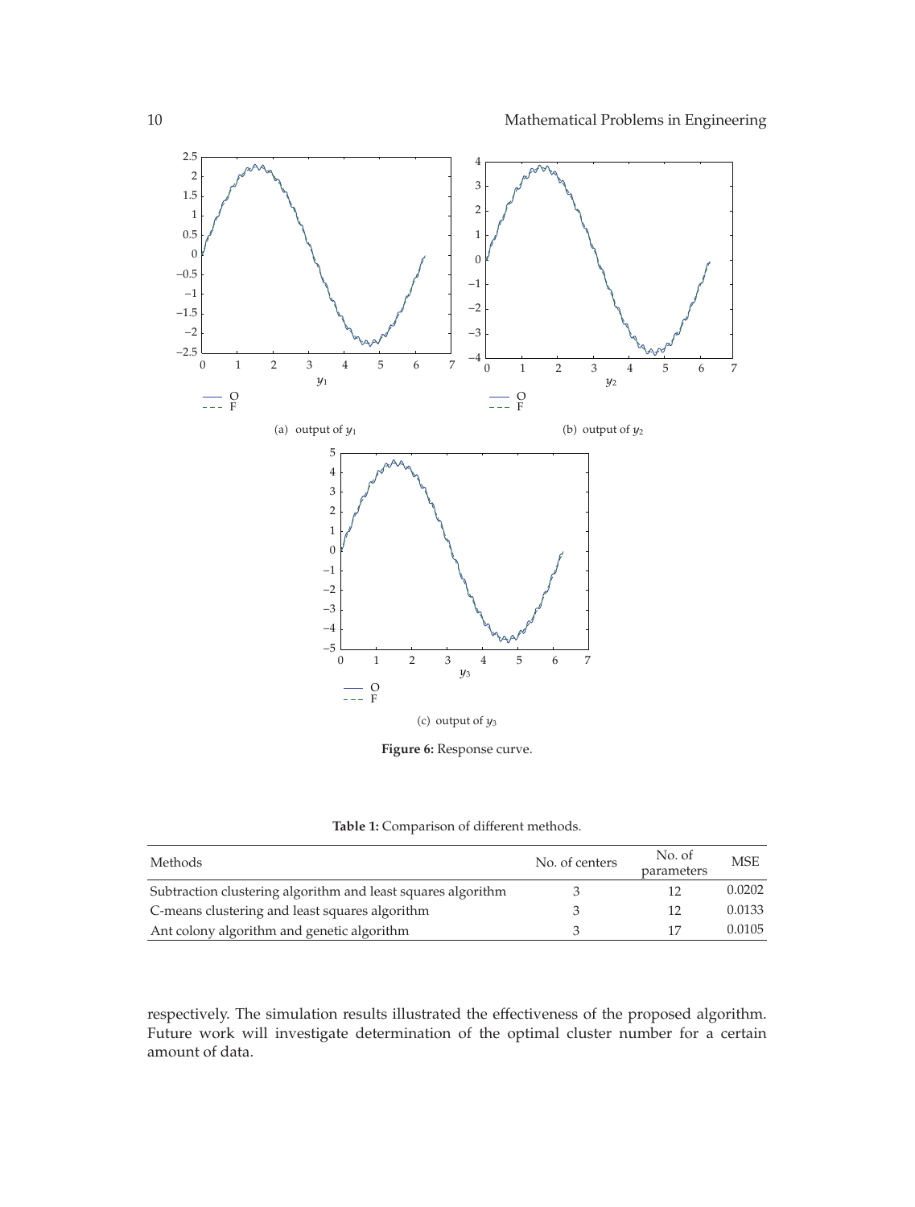(a) output of $y_1$

(b) output of $y_2$

(c) output of $y_3$

**Figure 6:** Response curve.

**Table 1:** Comparison of different methods.

| Methods | No. of centers | No. of parameters | MSE |
|---|---|---|---|
| Subtraction clustering algorithm and least squares algorithm | 3 | 12 | 0.0202 |
| C-means clustering and least squares algorithm | 3 | 12 | 0.0133 |
| Ant colony algorithm and genetic algorithm | 3 | 17 | 0.0105 |

respectively. The simulation results illustrated the effectiveness of the proposed algorithm. Future work will investigate determination of the optimal cluster number for a certain amount of data.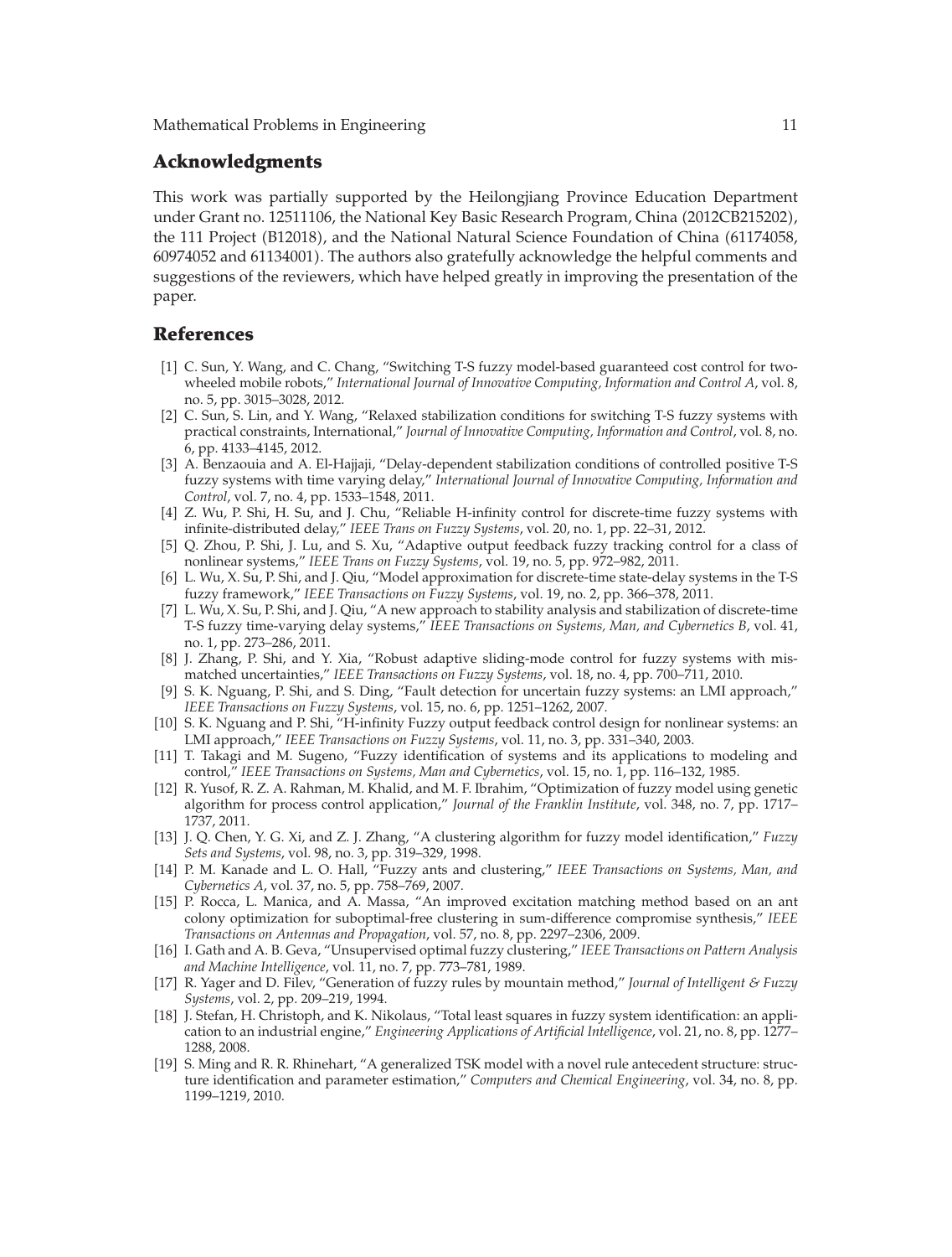## Acknowledgments

This work was partially supported by the Heilongjiang Province Education Department under Grant no. 12511106, the National Key Basic Research Program, China (2012CB215202), the 111 Project (B12018), and the National Natural Science Foundation of China (61174058, 60974052 and 61134001). The authors also gratefully acknowledge the helpful comments and suggestions of the reviewers, which have helped greatly in improving the presentation of the paper.

## References

[1] C. Sun, Y. Wang, and C. Chang, "Switching T-S fuzzy model-based guaranteed cost control for two-wheeled mobile robots," *International Journal of Innovative Computing, Information and Control A*, vol. 8, no. 5, pp. 3015–3028, 2012.

[2] C. Sun, S. Lin, and Y. Wang, "Relaxed stabilization conditions for switching T-S fuzzy systems with practical constraints, International," *Journal of Innovative Computing, Information and Control*, vol. 8, no. 6, pp. 4133–4145, 2012.

[3] A. Benzaouia and A. El-Hajjaji, "Delay-dependent stabilization conditions of controlled positive T-S fuzzy systems with time varying delay," *International Journal of Innovative Computing, Information and Control*, vol. 7, no. 4, pp. 1533–1548, 2011.

[4] Z. Wu, P. Shi, H. Su, and J. Chu, "Reliable H-infinity control for discrete-time fuzzy systems with infinite-distributed delay," *IEEE Trans on Fuzzy Systems*, vol. 20, no. 1, pp. 22–31, 2012.

[5] Q. Zhou, P. Shi, J. Lu, and S. Xu, "Adaptive output feedback fuzzy tracking control for a class of nonlinear systems," *IEEE Trans on Fuzzy Systems*, vol. 19, no. 5, pp. 972–982, 2011.

[6] L. Wu, X. Su, P. Shi, and J. Qiu, "Model approximation for discrete-time state-delay systems in the T-S fuzzy framework," *IEEE Transactions on Fuzzy Systems*, vol. 19, no. 2, pp. 366–378, 2011.

[7] L. Wu, X. Su, P. Shi, and J. Qiu, "A new approach to stability analysis and stabilization of discrete-time T-S fuzzy time-varying delay systems," *IEEE Transactions on Systems, Man, and Cybernetics B*, vol. 41, no. 1, pp. 273–286, 2011.

[8] J. Zhang, P. Shi, and Y. Xia, "Robust adaptive sliding-mode control for fuzzy systems with mismatched uncertainties," *IEEE Transactions on Fuzzy Systems*, vol. 18, no. 4, pp. 700–711, 2010.

[9] S. K. Nguang, P. Shi, and S. Ding, "Fault detection for uncertain fuzzy systems: an LMI approach," *IEEE Transactions on Fuzzy Systems*, vol. 15, no. 6, pp. 1251–1262, 2007.

[10] S. K. Nguang and P. Shi, "H-infinity Fuzzy output feedback control design for nonlinear systems: an LMI approach," *IEEE Transactions on Fuzzy Systems*, vol. 11, no. 3, pp. 331–340, 2003.

[11] T. Takagi and M. Sugeno, "Fuzzy identification of systems and its applications to modeling and control," *IEEE Transactions on Systems, Man and Cybernetics*, vol. 15, no. 1, pp. 116–132, 1985.

[12] R. Yusof, R. Z. A. Rahman, M. Khalid, and M. F. Ibrahim, "Optimization of fuzzy model using genetic algorithm for process control application," *Journal of the Franklin Institute*, vol. 348, no. 7, pp. 1717–1737, 2011.

[13] J. Q. Chen, Y. G. Xi, and Z. J. Zhang, "A clustering algorithm for fuzzy model identification," *Fuzzy Sets and Systems*, vol. 98, no. 3, pp. 319–329, 1998.

[14] P. M. Kanade and L. O. Hall, "Fuzzy ants and clustering," *IEEE Transactions on Systems, Man, and Cybernetics A*, vol. 37, no. 5, pp. 758–769, 2007.

[15] P. Rocca, L. Manica, and A. Massa, "An improved excitation matching method based on an ant colony optimization for suboptimal-free clustering in sum-difference compromise synthesis," *IEEE Transactions on Antennas and Propagation*, vol. 57, no. 8, pp. 2297–2306, 2009.

[16] I. Gath and A. B. Geva, "Unsupervised optimal fuzzy clustering," *IEEE Transactions on Pattern Analysis and Machine Intelligence*, vol. 11, no. 7, pp. 773–781, 1989.

[17] R. Yager and D. Filev, "Generation of fuzzy rules by mountain method," *Journal of Intelligent & Fuzzy Systems*, vol. 2, pp. 209–219, 1994.

[18] J. Stefan, H. Christoph, and K. Nikolaus, "Total least squares in fuzzy system identification: an application to an industrial engine," *Engineering Applications of Artificial Intelligence*, vol. 21, no. 8, pp. 1277–1288, 2008.

[19] S. Ming and R. R. Rhinehart, "A generalized TSK model with a novel rule antecedent structure: structure identification and parameter estimation," *Computers and Chemical Engineering*, vol. 34, no. 8, pp. 1199–1219, 2010.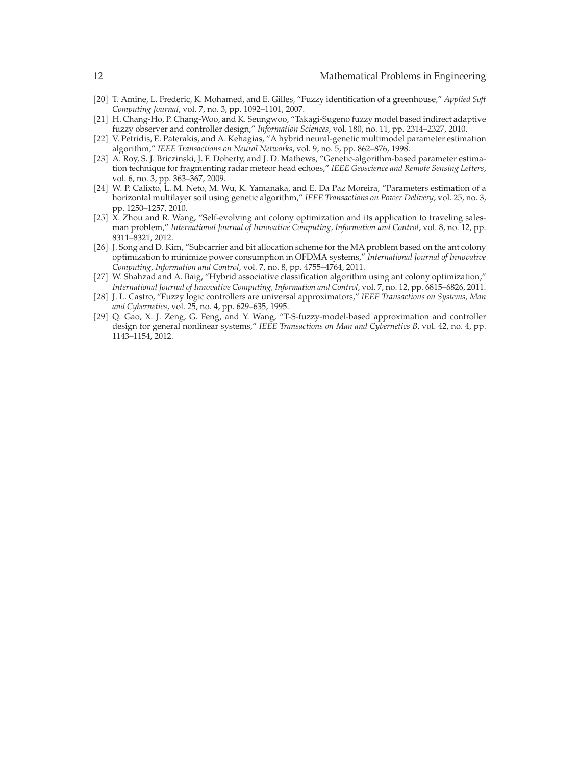[20] T. Amine, L. Frederic, K. Mohamed, and E. Gilles, "Fuzzy identification of a greenhouse," *Applied Soft Computing Journal*, vol. 7, no. 3, pp. 1092–1101, 2007.

[21] H. Chang-Ho, P. Chang-Woo, and K. Seungwoo, "Takagi-Sugeno fuzzy model based indirect adaptive fuzzy observer and controller design," *Information Sciences*, vol. 180, no. 11, pp. 2314–2327, 2010.

[22] V. Petridis, E. Paterakis, and A. Kehagias, "A hybrid neural-genetic multimodel parameter estimation algorithm," *IEEE Transactions on Neural Networks*, vol. 9, no. 5, pp. 862–876, 1998.

[23] A. Roy, S. J. Briczinski, J. F. Doherty, and J. D. Mathews, "Genetic-algorithm-based parameter estimation technique for fragmenting radar meteor head echoes," *IEEE Geoscience and Remote Sensing Letters*, vol. 6, no. 3, pp. 363–367, 2009.

[24] W. P. Calixto, L. M. Neto, M. Wu, K. Yamanaka, and E. Da Paz Moreira, "Parameters estimation of a horizontal multilayer soil using genetic algorithm," *IEEE Transactions on Power Delivery*, vol. 25, no. 3, pp. 1250–1257, 2010.

[25] X. Zhou and R. Wang, "Self-evolving ant colony optimization and its application to traveling salesman problem," *International Journal of Innovative Computing, Information and Control*, vol. 8, no. 12, pp. 8311–8321, 2012.

[26] J. Song and D. Kim, "Subcarrier and bit allocation scheme for the MA problem based on the ant colony optimization to minimize power consumption in OFDMA systems," *International Journal of Innovative Computing, Information and Control*, vol. 7, no. 8, pp. 4755–4764, 2011.

[27] W. Shahzad and A. Baig, "Hybrid associative classification algorithm using ant colony optimization," *International Journal of Innovative Computing, Information and Control*, vol. 7, no. 12, pp. 6815–6826, 2011.

[28] J. L. Castro, "Fuzzy logic controllers are universal approximators," *IEEE Transactions on Systems, Man and Cybernetics*, vol. 25, no. 4, pp. 629–635, 1995.

[29] Q. Gao, X. J. Zeng, G. Feng, and Y. Wang, "T-S-fuzzy-model-based approximation and controller design for general nonlinear systems," *IEEE Transactions on Man and Cybernetics B*, vol. 42, no. 4, pp. 1143–1154, 2012.